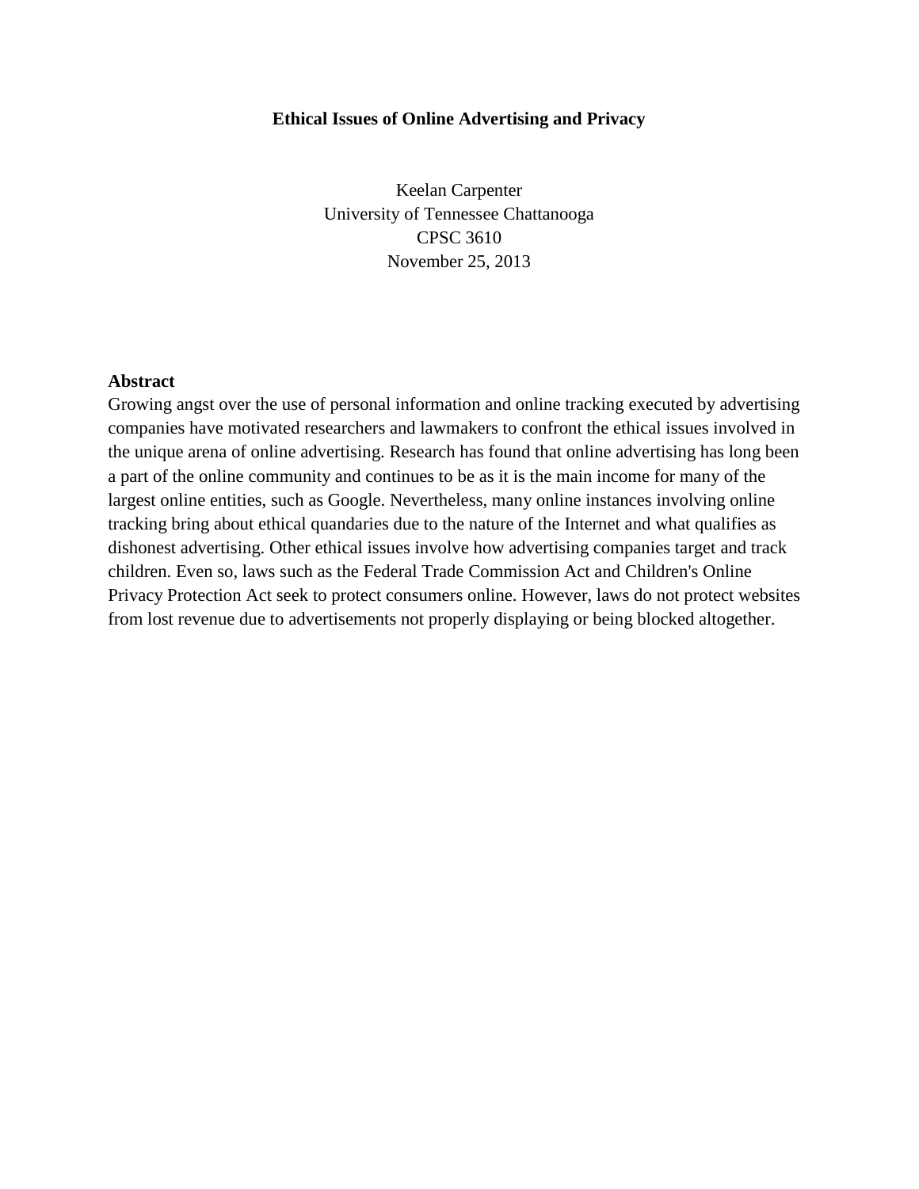# Ethical Issues of Online Advertising and Privacy

Keelan Carpenter
University of Tennessee Chattanooga
CPSC 3610
November 25, 2013

## Abstract

Growing angst over the use of personal information and online tracking executed by advertising companies have motivated researchers and lawmakers to confront the ethical issues involved in the unique arena of online advertising. Research has found that online advertising has long been a part of the online community and continues to be as it is the main income for many of the largest online entities, such as Google. Nevertheless, many online instances involving online tracking bring about ethical quandaries due to the nature of the Internet and what qualifies as dishonest advertising. Other ethical issues involve how advertising companies target and track children. Even so, laws such as the Federal Trade Commission Act and Children's Online Privacy Protection Act seek to protect consumers online. However, laws do not protect websites from lost revenue due to advertisements not properly displaying or being blocked altogether.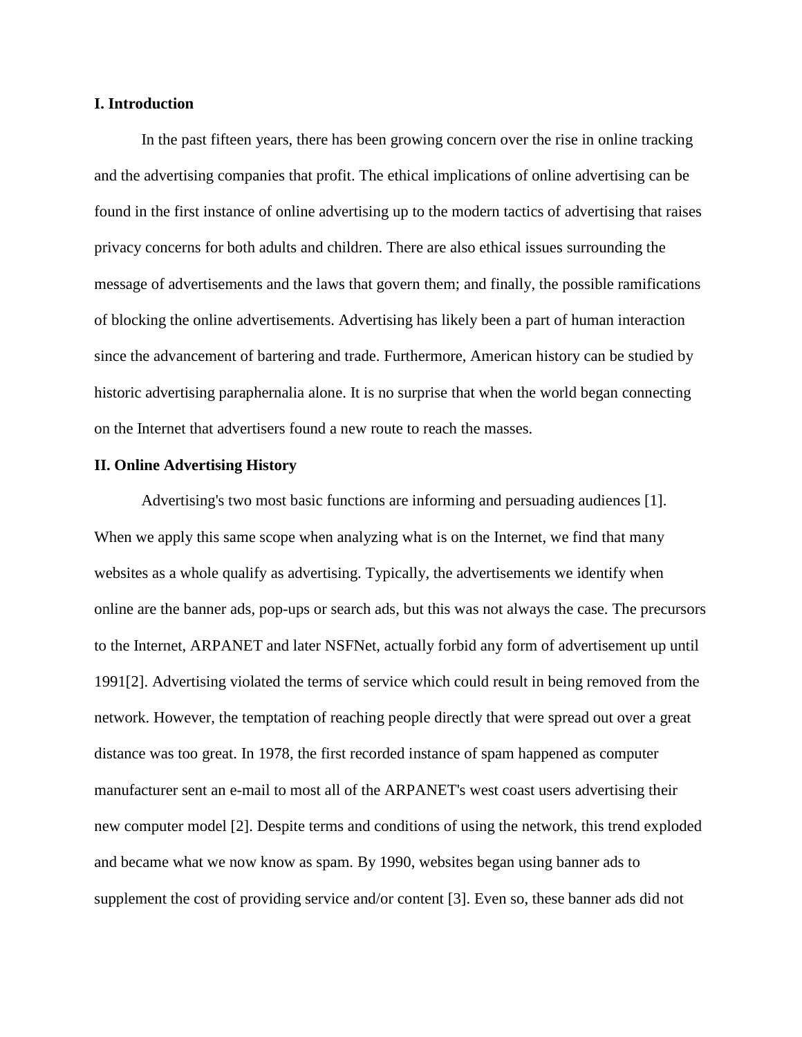**I. Introduction**

In the past fifteen years, there has been growing concern over the rise in online tracking and the advertising companies that profit. The ethical implications of online advertising can be found in the first instance of online advertising up to the modern tactics of advertising that raises privacy concerns for both adults and children. There are also ethical issues surrounding the message of advertisements and the laws that govern them; and finally, the possible ramifications of blocking the online advertisements. Advertising has likely been a part of human interaction since the advancement of bartering and trade. Furthermore, American history can be studied by historic advertising paraphernalia alone. It is no surprise that when the world began connecting on the Internet that advertisers found a new route to reach the masses.

**II. Online Advertising History**

Advertising's two most basic functions are informing and persuading audiences [1]. When we apply this same scope when analyzing what is on the Internet, we find that many websites as a whole qualify as advertising. Typically, the advertisements we identify when online are the banner ads, pop-ups or search ads, but this was not always the case. The precursors to the Internet, ARPANET and later NSFNet, actually forbid any form of advertisement up until 1991[2]. Advertising violated the terms of service which could result in being removed from the network. However, the temptation of reaching people directly that were spread out over a great distance was too great. In 1978, the first recorded instance of spam happened as computer manufacturer sent an e-mail to most all of the ARPANET's west coast users advertising their new computer model [2]. Despite terms and conditions of using the network, this trend exploded and became what we now know as spam. By 1990, websites began using banner ads to supplement the cost of providing service and/or content [3]. Even so, these banner ads did not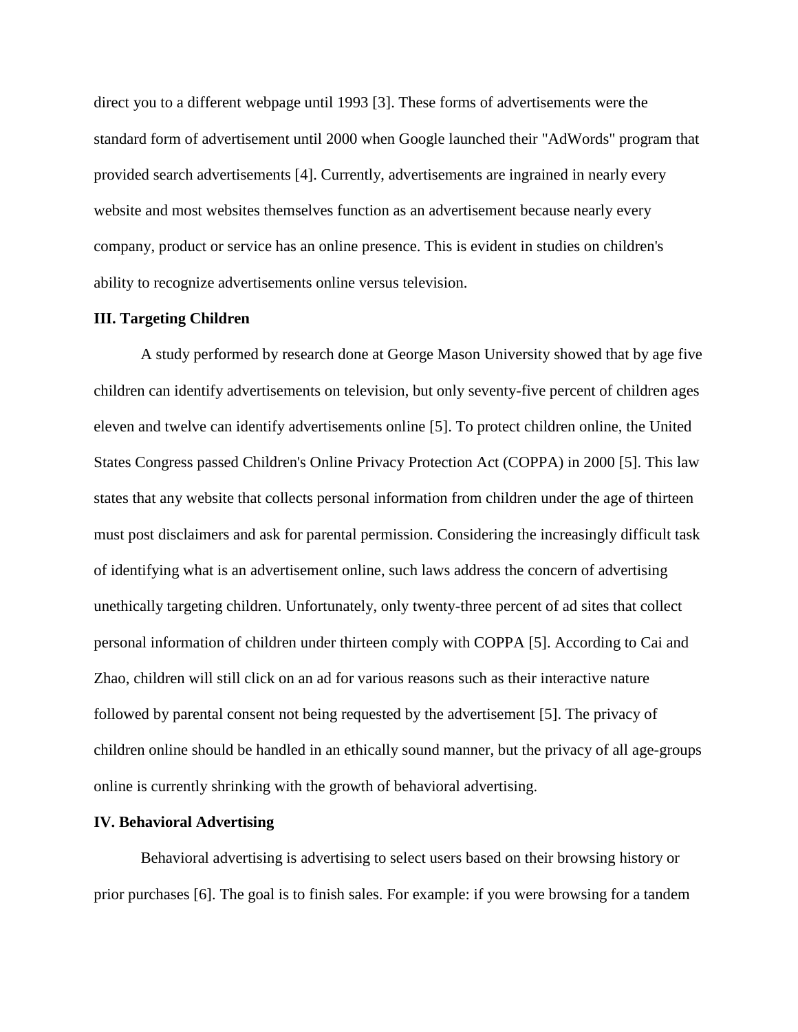direct you to a different webpage until 1993 [3]. These forms of advertisements were the standard form of advertisement until 2000 when Google launched their "AdWords" program that provided search advertisements [4]. Currently, advertisements are ingrained in nearly every website and most websites themselves function as an advertisement because nearly every company, product or service has an online presence. This is evident in studies on children's ability to recognize advertisements online versus television.

### III. Targeting Children

A study performed by research done at George Mason University showed that by age five children can identify advertisements on television, but only seventy-five percent of children ages eleven and twelve can identify advertisements online [5]. To protect children online, the United States Congress passed Children's Online Privacy Protection Act (COPPA) in 2000 [5]. This law states that any website that collects personal information from children under the age of thirteen must post disclaimers and ask for parental permission. Considering the increasingly difficult task of identifying what is an advertisement online, such laws address the concern of advertising unethically targeting children. Unfortunately, only twenty-three percent of ad sites that collect personal information of children under thirteen comply with COPPA [5]. According to Cai and Zhao, children will still click on an ad for various reasons such as their interactive nature followed by parental consent not being requested by the advertisement [5]. The privacy of children online should be handled in an ethically sound manner, but the privacy of all age-groups online is currently shrinking with the growth of behavioral advertising.

### IV. Behavioral Advertising

Behavioral advertising is advertising to select users based on their browsing history or prior purchases [6]. The goal is to finish sales. For example: if you were browsing for a tandem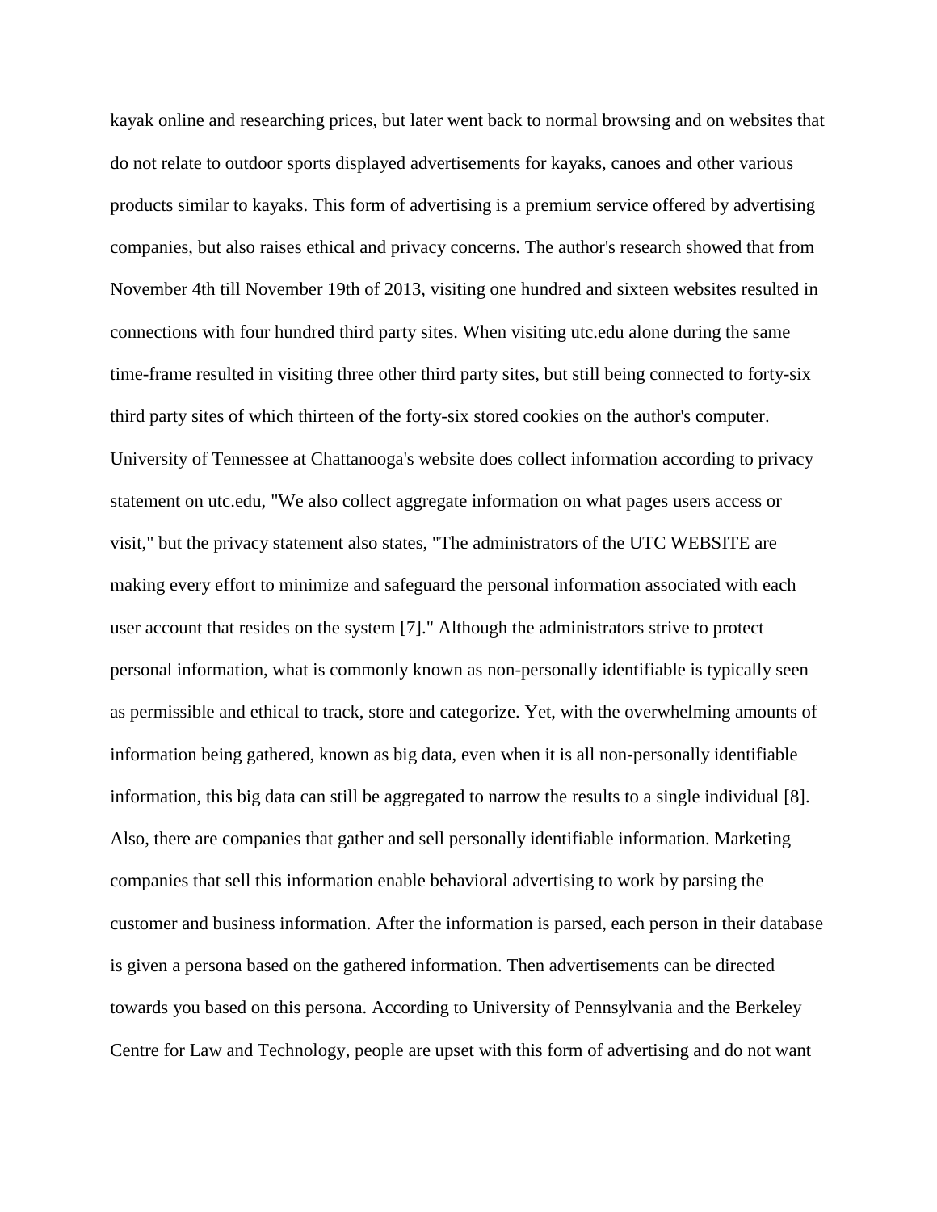kayak online and researching prices, but later went back to normal browsing and on websites that do not relate to outdoor sports displayed advertisements for kayaks, canoes and other various products similar to kayaks. This form of advertising is a premium service offered by advertising companies, but also raises ethical and privacy concerns. The author's research showed that from November 4th till November 19th of 2013, visiting one hundred and sixteen websites resulted in connections with four hundred third party sites. When visiting utc.edu alone during the same time-frame resulted in visiting three other third party sites, but still being connected to forty-six third party sites of which thirteen of the forty-six stored cookies on the author's computer. University of Tennessee at Chattanooga's website does collect information according to privacy statement on utc.edu, "We also collect aggregate information on what pages users access or visit," but the privacy statement also states, "The administrators of the UTC WEBSITE are making every effort to minimize and safeguard the personal information associated with each user account that resides on the system [7]." Although the administrators strive to protect personal information, what is commonly known as non-personally identifiable is typically seen as permissible and ethical to track, store and categorize. Yet, with the overwhelming amounts of information being gathered, known as big data, even when it is all non-personally identifiable information, this big data can still be aggregated to narrow the results to a single individual [8]. Also, there are companies that gather and sell personally identifiable information. Marketing companies that sell this information enable behavioral advertising to work by parsing the customer and business information. After the information is parsed, each person in their database is given a persona based on the gathered information. Then advertisements can be directed towards you based on this persona. According to University of Pennsylvania and the Berkeley Centre for Law and Technology, people are upset with this form of advertising and do not want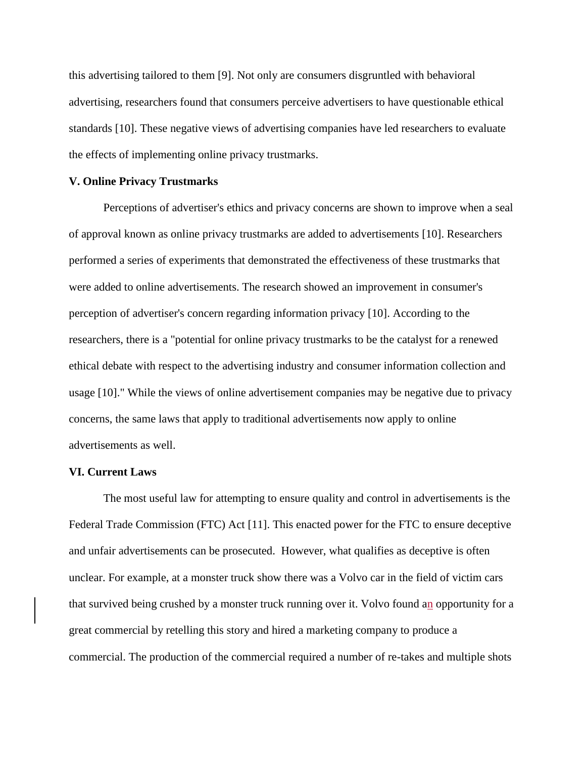this advertising tailored to them [9]. Not only are consumers disgruntled with behavioral advertising, researchers found that consumers perceive advertisers to have questionable ethical standards [10]. These negative views of advertising companies have led researchers to evaluate the effects of implementing online privacy trustmarks.

**V. Online Privacy Trustmarks**

Perceptions of advertiser's ethics and privacy concerns are shown to improve when a seal of approval known as online privacy trustmarks are added to advertisements [10]. Researchers performed a series of experiments that demonstrated the effectiveness of these trustmarks that were added to online advertisements. The research showed an improvement in consumer's perception of advertiser's concern regarding information privacy [10]. According to the researchers, there is a "potential for online privacy trustmarks to be the catalyst for a renewed ethical debate with respect to the advertising industry and consumer information collection and usage [10]." While the views of online advertisement companies may be negative due to privacy concerns, the same laws that apply to traditional advertisements now apply to online advertisements as well.

**VI. Current Laws**

The most useful law for attempting to ensure quality and control in advertisements is the Federal Trade Commission (FTC) Act [11]. This enacted power for the FTC to ensure deceptive and unfair advertisements can be prosecuted. However, what qualifies as deceptive is often unclear. For example, at a monster truck show there was a Volvo car in the field of victim cars that survived being crushed by a monster truck running over it. Volvo found an opportunity for a great commercial by retelling this story and hired a marketing company to produce a commercial. The production of the commercial required a number of re-takes and multiple shots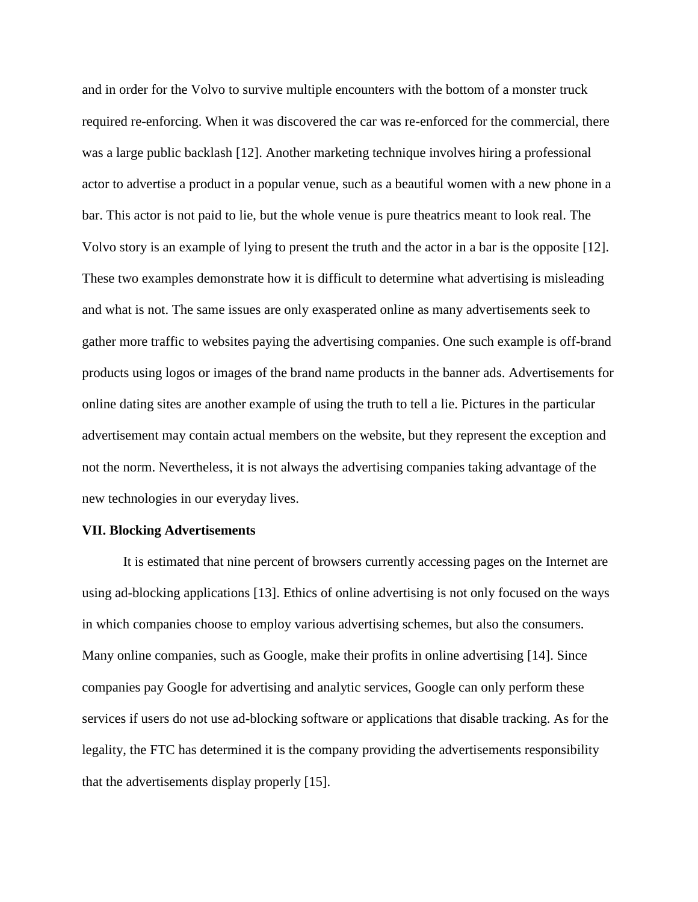and in order for the Volvo to survive multiple encounters with the bottom of a monster truck required re-enforcing. When it was discovered the car was re-enforced for the commercial, there was a large public backlash [12]. Another marketing technique involves hiring a professional actor to advertise a product in a popular venue, such as a beautiful women with a new phone in a bar. This actor is not paid to lie, but the whole venue is pure theatrics meant to look real. The Volvo story is an example of lying to present the truth and the actor in a bar is the opposite [12]. These two examples demonstrate how it is difficult to determine what advertising is misleading and what is not. The same issues are only exasperated online as many advertisements seek to gather more traffic to websites paying the advertising companies. One such example is off-brand products using logos or images of the brand name products in the banner ads. Advertisements for online dating sites are another example of using the truth to tell a lie. Pictures in the particular advertisement may contain actual members on the website, but they represent the exception and not the norm. Nevertheless, it is not always the advertising companies taking advantage of the new technologies in our everyday lives.

**VII. Blocking Advertisements**

It is estimated that nine percent of browsers currently accessing pages on the Internet are using ad-blocking applications [13]. Ethics of online advertising is not only focused on the ways in which companies choose to employ various advertising schemes, but also the consumers. Many online companies, such as Google, make their profits in online advertising [14]. Since companies pay Google for advertising and analytic services, Google can only perform these services if users do not use ad-blocking software or applications that disable tracking. As for the legality, the FTC has determined it is the company providing the advertisements responsibility that the advertisements display properly [15].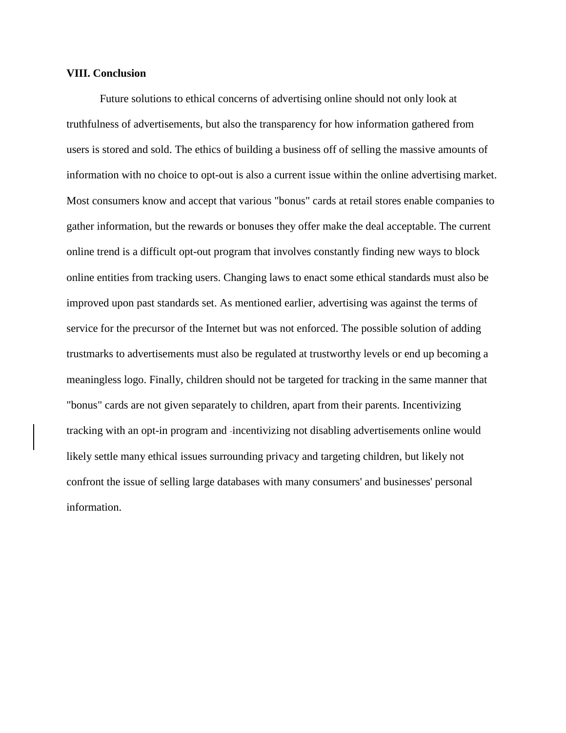**VIII. Conclusion**

Future solutions to ethical concerns of advertising online should not only look at truthfulness of advertisements, but also the transparency for how information gathered from users is stored and sold. The ethics of building a business off of selling the massive amounts of information with no choice to opt-out is also a current issue within the online advertising market. Most consumers know and accept that various "bonus" cards at retail stores enable companies to gather information, but the rewards or bonuses they offer make the deal acceptable. The current online trend is a difficult opt-out program that involves constantly finding new ways to block online entities from tracking users. Changing laws to enact some ethical standards must also be improved upon past standards set. As mentioned earlier, advertising was against the terms of service for the precursor of the Internet but was not enforced. The possible solution of adding trustmarks to advertisements must also be regulated at trustworthy levels or end up becoming a meaningless logo. Finally, children should not be targeted for tracking in the same manner that "bonus" cards are not given separately to children, apart from their parents. Incentivizing tracking with an opt-in program and incentivizing not disabling advertisements online would likely settle many ethical issues surrounding privacy and targeting children, but likely not confront the issue of selling large databases with many consumers' and businesses' personal information.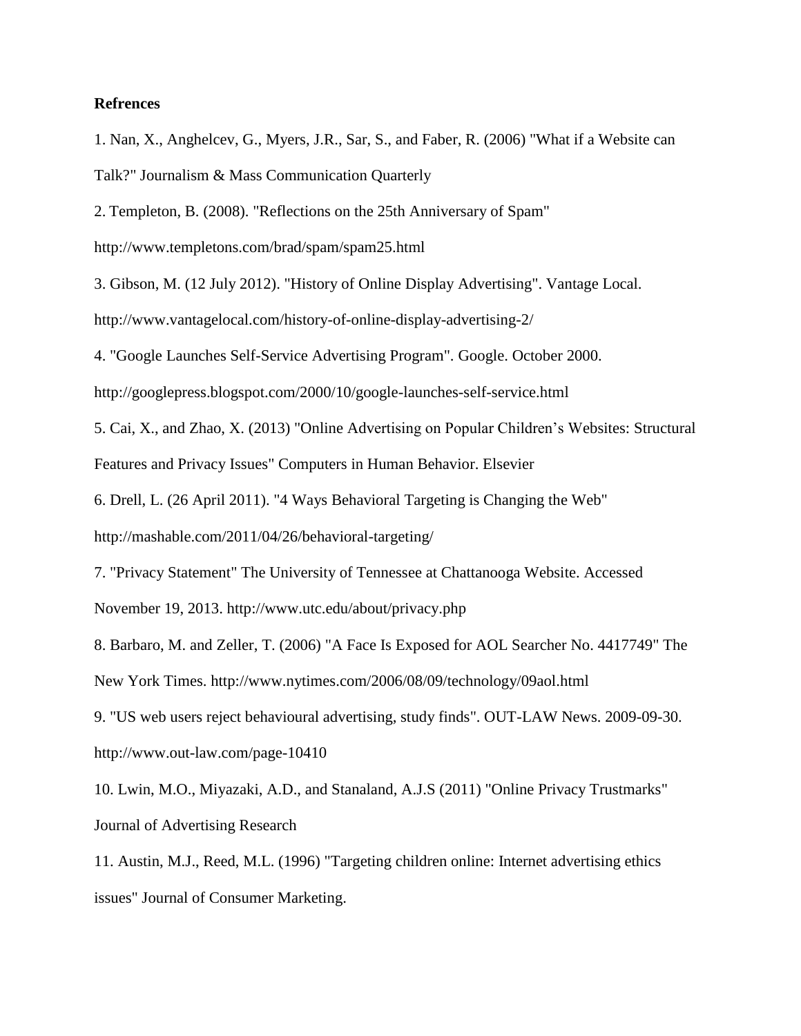**Refrences**

1. Nan, X., Anghelcev, G., Myers, J.R., Sar, S., and Faber, R. (2006) "What if a Website can Talk?" Journalism & Mass Communication Quarterly

2. Templeton, B. (2008). "Reflections on the 25th Anniversary of Spam" http://www.templetons.com/brad/spam/spam25.html

3. Gibson, M. (12 July 2012). "History of Online Display Advertising". Vantage Local. http://www.vantagelocal.com/history-of-online-display-advertising-2/

4. "Google Launches Self-Service Advertising Program". Google. October 2000. http://googlepress.blogspot.com/2000/10/google-launches-self-service.html

5. Cai, X., and Zhao, X. (2013) "Online Advertising on Popular Children's Websites: Structural Features and Privacy Issues" Computers in Human Behavior. Elsevier

6. Drell, L. (26 April 2011). "4 Ways Behavioral Targeting is Changing the Web" http://mashable.com/2011/04/26/behavioral-targeting/

7. "Privacy Statement" The University of Tennessee at Chattanooga Website. Accessed November 19, 2013. http://www.utc.edu/about/privacy.php

8. Barbaro, M. and Zeller, T. (2006) "A Face Is Exposed for AOL Searcher No. 4417749" The New York Times. http://www.nytimes.com/2006/08/09/technology/09aol.html

9. "US web users reject behavioural advertising, study finds". OUT-LAW News. 2009-09-30. http://www.out-law.com/page-10410

10. Lwin, M.O., Miyazaki, A.D., and Stanaland, A.J.S (2011) "Online Privacy Trustmarks" Journal of Advertising Research

11. Austin, M.J., Reed, M.L. (1996) "Targeting children online: Internet advertising ethics issues" Journal of Consumer Marketing.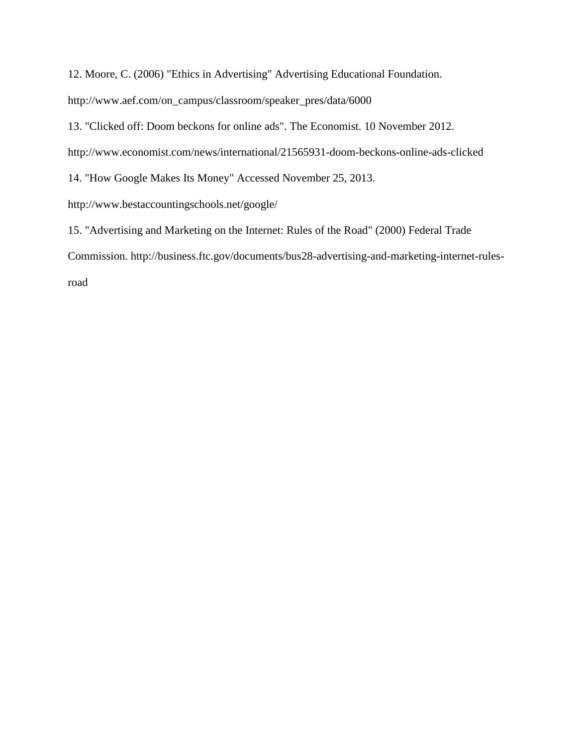12. Moore, C. (2006) "Ethics in Advertising" Advertising Educational Foundation. http://www.aef.com/on_campus/classroom/speaker_pres/data/6000

13. "Clicked off: Doom beckons for online ads". The Economist. 10 November 2012. http://www.economist.com/news/international/21565931-doom-beckons-online-ads-clicked

14. "How Google Makes Its Money" Accessed November 25, 2013. http://www.bestaccountingschools.net/google/

15. "Advertising and Marketing on the Internet: Rules of the Road" (2000) Federal Trade Commission. http://business.ftc.gov/documents/bus28-advertising-and-marketing-internet-rules-road